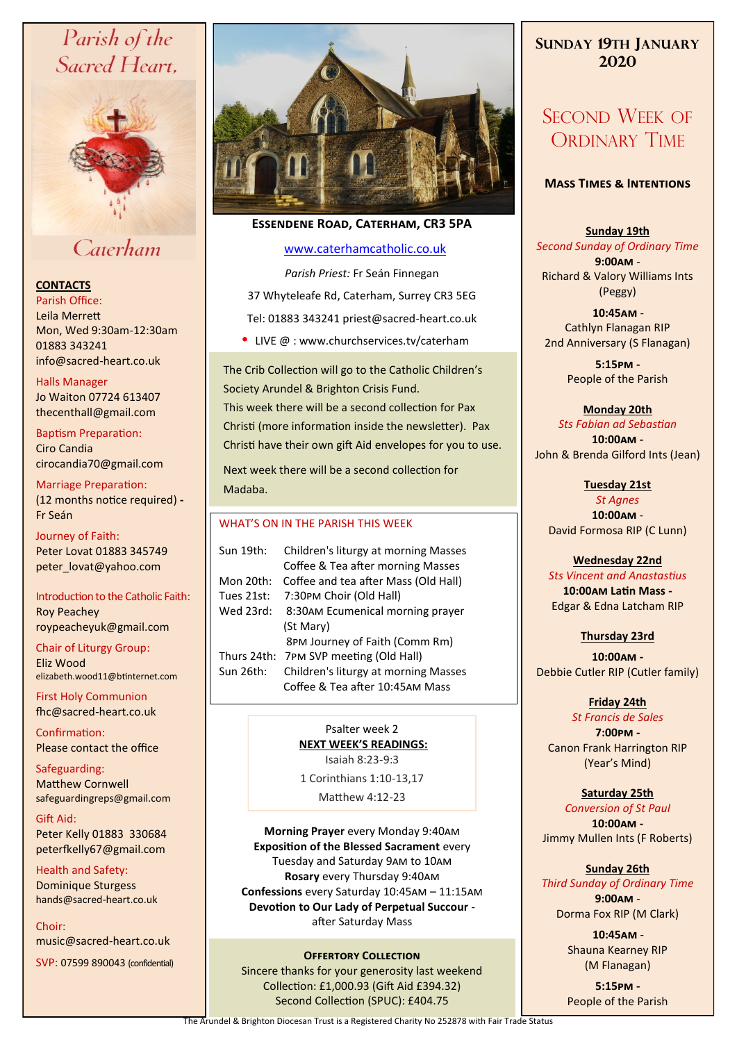# Parish of the Sacred Heart, Caterham

**CONTACTS**

Parish Office:
Leila Merrett
Mon, Wed 9:30am-12:30am
01883 343241
info@sacred-heart.co.uk

Halls Manager
Jo Waiton 07724 613407
thecenthall@gmail.com

Baptism Preparation:
Ciro Candia
cirocandia70@gmail.com

Marriage Preparation:
(12 months notice required) - Fr Seán

Journey of Faith:
Peter Lovat 01883 345749
peter_lovat@yahoo.com

Introduction to the Catholic Faith:
Roy Peachey
roypeacheyuk@gmail.com

Chair of Liturgy Group:
Eliz Wood
elizabeth.wood11@btinternet.com

First Holy Communion
fhc@sacred-heart.co.uk

Confirmation:
Please contact the office

Safeguarding:
Matthew Cornwell
safeguardingreps@gmail.com

Gift Aid:
Peter Kelly 01883 330684
peterfkelly67@gmail.com

Health and Safety:
Dominique Sturgess
hands@sacred-heart.co.uk

Choir:
music@sacred-heart.co.uk

SVP: 07599 890043 (confidential)

**ESSENDENE ROAD, CATERHAM, CR3 5PA**

www.caterhamcatholic.co.uk

*Parish Priest:* Fr Seán Finnegan

37 Whyteleafe Rd, Caterham, Surrey CR3 5EG

Tel: 01883 343241 priest@sacred-heart.co.uk

- LIVE @ : www.churchservices.tv/caterham

The Crib Collection will go to the Catholic Children's Society Arundel & Brighton Crisis Fund.
This week there will be a second collection for Pax Christi (more information inside the newsletter). Pax Christi have their own gift Aid envelopes for you to use.

Next week there will be a second collection for Madaba.

## WHAT'S ON IN THE PARISH THIS WEEK

| | |
|---|---|
| Sun 19th: | Children's liturgy at morning Masses<br>Coffee & Tea after morning Masses |
| Mon 20th: | Coffee and tea after Mass (Old Hall) |
| Tues 21st: | 7:30PM Choir (Old Hall) |
| Wed 23rd: | 8:30AM Ecumenical morning prayer (St Mary)<br>8PM Journey of Faith (Comm Rm) |
| Thurs 24th: | 7PM SVP meeting (Old Hall) |
| Sun 26th: | Children's liturgy at morning Masses<br>Coffee & Tea after 10:45AM Mass |

Psalter week 2
**NEXT WEEK'S READINGS:**
Isaiah 8:23-9:3
1 Corinthians 1:10-13,17
Matthew 4:12-23

**Morning Prayer** every Monday 9:40AM
**Exposition of the Blessed Sacrament** every Tuesday and Saturday 9AM to 10AM
**Rosary** every Thursday 9:40AM
**Confessions** every Saturday 10:45AM – 11:15AM
**Devotion to Our Lady of Perpetual Succour** - after Saturday Mass

**OFFERTORY COLLECTION**
Sincere thanks for your generosity last weekend
Collection: £1,000.93 (Gift Aid £394.32)
Second Collection (SPUC): £404.75

## SUNDAY 19TH JANUARY 2020

## SECOND WEEK OF ORDINARY TIME

### MASS TIMES & INTENTIONS

**Sunday 19th**
*Second Sunday of Ordinary Time*
**9:00AM** - Richard & Valory Williams Ints (Peggy)
**10:45AM** - Cathlyn Flanagan RIP 2nd Anniversary (S Flanagan)
**5:15PM** - People of the Parish

**Monday 20th**
*Sts Fabian ad Sebastian*
**10:00AM** - John & Brenda Gilford Ints (Jean)

**Tuesday 21st**
*St Agnes*
**10:00AM** - David Formosa RIP (C Lunn)

**Wednesday 22nd**
*Sts Vincent and Anastastius*
**10:00AM Latin Mass** - Edgar & Edna Latcham RIP

**Thursday 23rd**
**10:00AM** - Debbie Cutler RIP (Cutler family)

**Friday 24th**
*St Francis de Sales*
**7:00PM** - Canon Frank Harrington RIP (Year's Mind)

**Saturday 25th**
*Conversion of St Paul*
**10:00AM** - Jimmy Mullen Ints (F Roberts)

**Sunday 26th**
*Third Sunday of Ordinary Time*
**9:00AM** - Dorma Fox RIP (M Clark)
**10:45AM** - Shauna Kearney RIP (M Flanagan)
**5:15PM** - People of the Parish

The Arundel & Brighton Diocesan Trust is a Registered Charity No 252878 with Fair Trade Status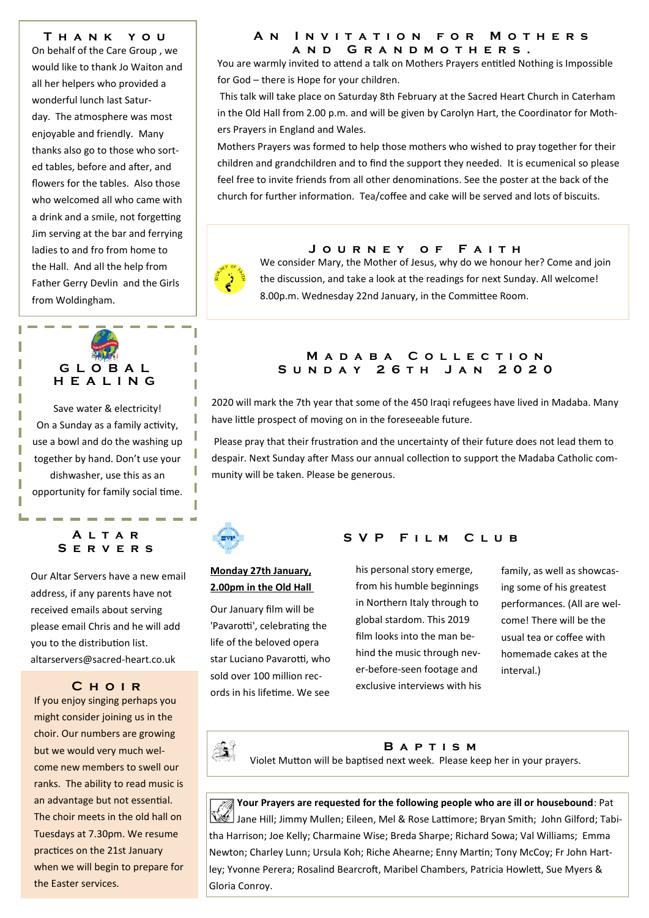## Thank you

On behalf of the Care Group , we would like to thank Jo Waiton and all her helpers who provided a wonderful lunch last Saturday. The atmosphere was most enjoyable and friendly. Many thanks also go to those who sorted tables, before and after, and flowers for the tables. Also those who welcomed all who came with a drink and a smile, not forgetting Jim serving at the bar and ferrying ladies to and fro from home to the Hall. And all the help from Father Gerry Devlin and the Girls from Woldingham.

## Global Healing

Save water & electricity!

On a Sunday as a family activity, use a bowl and do the washing up together by hand. Don't use your dishwasher, use this as an opportunity for family social time.

## Altar Servers

Our Altar Servers have a new email address, if any parents have not received emails about serving please email Chris and he will add you to the distribution list. altarservers@sacred-heart.co.uk

## Choir

If you enjoy singing perhaps you might consider joining us in the choir. Our numbers are growing but we would very much welcome new members to swell our ranks. The ability to read music is an advantage but not essential. The choir meets in the old hall on Tuesdays at 7.30pm. We resume practices on the 21st January when we will begin to prepare for the Easter services.

## An Invitation for Mothers and Grandmothers.

You are warmly invited to attend a talk on Mothers Prayers entitled Nothing is Impossible for God – there is Hope for your children.

This talk will take place on Saturday 8th February at the Sacred Heart Church in Caterham in the Old Hall from 2.00 p.m. and will be given by Carolyn Hart, the Coordinator for Mothers Prayers in England and Wales.

Mothers Prayers was formed to help those mothers who wished to pray together for their children and grandchildren and to find the support they needed. It is ecumenical so please feel free to invite friends from all other denominations. See the poster at the back of the church for further information. Tea/coffee and cake will be served and lots of biscuits.

## Journey of Faith

We consider Mary, the Mother of Jesus, why do we honour her? Come and join the discussion, and take a look at the readings for next Sunday. All welcome! 8.00p.m. Wednesday 22nd January, in the Committee Room.

## Madaba Collection Sunday 26th Jan 2020

2020 will mark the 7th year that some of the 450 Iraqi refugees have lived in Madaba. Many have little prospect of moving on in the foreseeable future.

Please pray that their frustration and the uncertainty of their future does not lead them to despair. Next Sunday after Mass our annual collection to support the Madaba Catholic community will be taken. Please be generous.

## SVP Film Club

**Monday 27th January, 2.00pm in the Old Hall**

Our January film will be 'Pavarotti', celebrating the life of the beloved opera star Luciano Pavarotti, who sold over 100 million records in his lifetime. We see his personal story emerge, from his humble beginnings in Northern Italy through to global stardom. This 2019 film looks into the man behind the music through never-before-seen footage and exclusive interviews with his family, as well as showcasing some of his greatest performances. (All are welcome! There will be the usual tea or coffee with homemade cakes at the interval.)

## Baptism

Violet Mutton will be baptised next week. Please keep her in your prayers.

**Your Prayers are requested for the following people who are ill or housebound**: Pat Jane Hill; Jimmy Mullen; Eileen, Mel & Rose Lattimore; Bryan Smith; John Gilford; Tabitha Harrison; Joe Kelly; Charmaine Wise; Breda Sharpe; Richard Sowa; Val Williams; Emma Newton; Charley Lunn; Ursula Koh; Riche Ahearne; Enny Martin; Tony McCoy; Fr John Hartley; Yvonne Perera; Rosalind Bearcroft, Maribel Chambers, Patricia Howlett, Sue Myers & Gloria Conroy.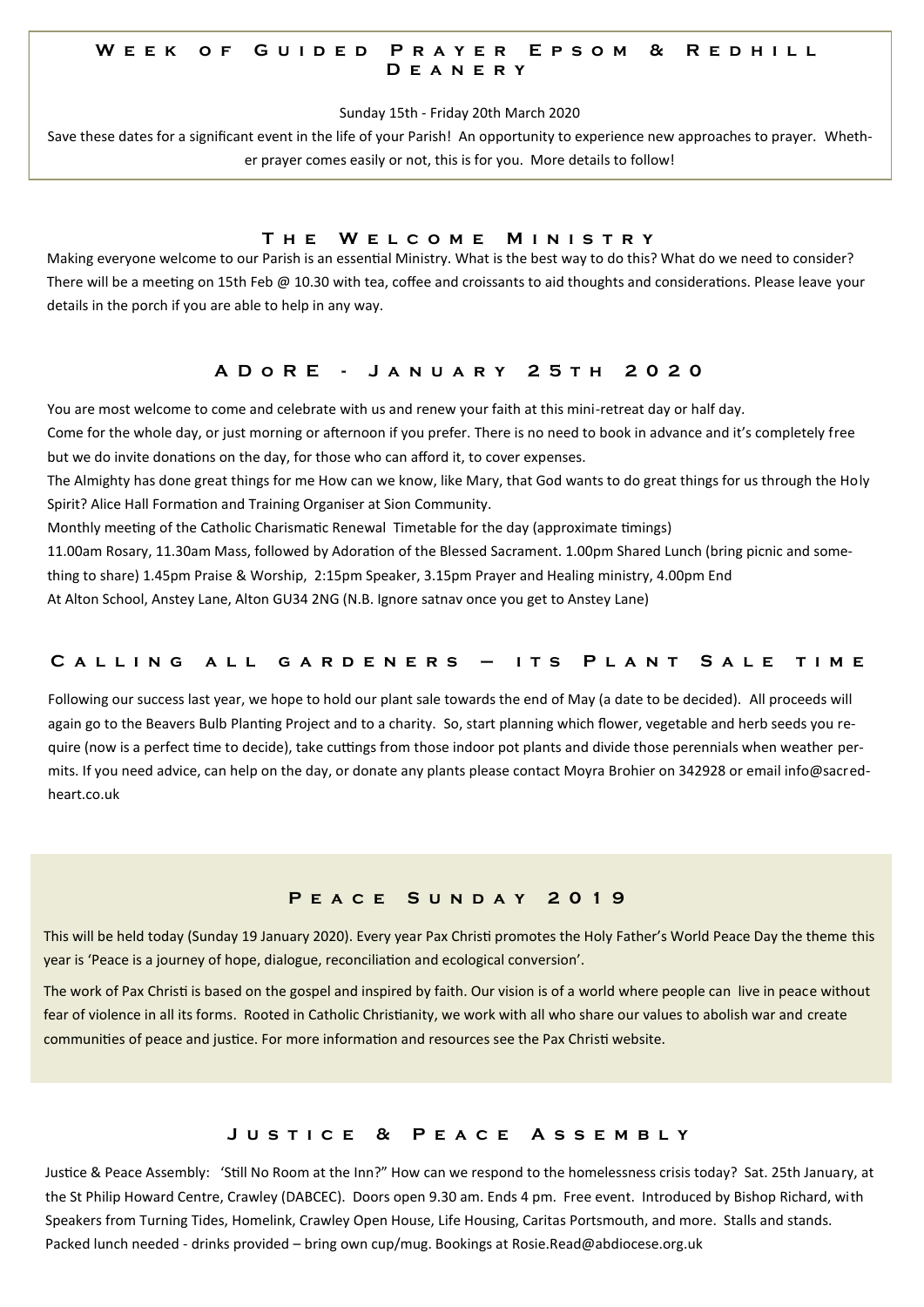## Week of Guided Prayer Epsom & Redhill Deanery

Sunday 15th - Friday 20th March 2020

Save these dates for a significant event in the life of your Parish! An opportunity to experience new approaches to prayer. Whether prayer comes easily or not, this is for you. More details to follow!

## The Welcome Ministry

Making everyone welcome to our Parish is an essential Ministry. What is the best way to do this? What do we need to consider? There will be a meeting on 15th Feb @ 10.30 with tea, coffee and croissants to aid thoughts and considerations. Please leave your details in the porch if you are able to help in any way.

## ADoRE - January 25th 2020

You are most welcome to come and celebrate with us and renew your faith at this mini-retreat day or half day.

Come for the whole day, or just morning or afternoon if you prefer. There is no need to book in advance and it's completely free but we do invite donations on the day, for those who can afford it, to cover expenses.

The Almighty has done great things for me How can we know, like Mary, that God wants to do great things for us through the Holy Spirit? Alice Hall Formation and Training Organiser at Sion Community.

Monthly meeting of the Catholic Charismatic Renewal Timetable for the day (approximate timings)

11.00am Rosary, 11.30am Mass, followed by Adoration of the Blessed Sacrament. 1.00pm Shared Lunch (bring picnic and something to share) 1.45pm Praise & Worship, 2:15pm Speaker, 3.15pm Prayer and Healing ministry, 4.00pm End

At Alton School, Anstey Lane, Alton GU34 2NG (N.B. Ignore satnav once you get to Anstey Lane)

## Calling all gardeners – its Plant Sale time

Following our success last year, we hope to hold our plant sale towards the end of May (a date to be decided). All proceeds will again go to the Beavers Bulb Planting Project and to a charity. So, start planning which flower, vegetable and herb seeds you require (now is a perfect time to decide), take cuttings from those indoor pot plants and divide those perennials when weather permits. If you need advice, can help on the day, or donate any plants please contact Moyra Brohier on 342928 or email info@sacredheart.co.uk

## Peace Sunday 2019

This will be held today (Sunday 19 January 2020). Every year Pax Christi promotes the Holy Father's World Peace Day the theme this year is 'Peace is a journey of hope, dialogue, reconciliation and ecological conversion'.

The work of Pax Christi is based on the gospel and inspired by faith. Our vision is of a world where people can live in peace without fear of violence in all its forms. Rooted in Catholic Christianity, we work with all who share our values to abolish war and create communities of peace and justice. For more information and resources see the Pax Christi website.

## Justice & Peace Assembly

Justice & Peace Assembly: 'Still No Room at the Inn?" How can we respond to the homelessness crisis today? Sat. 25th January, at the St Philip Howard Centre, Crawley (DABCEC). Doors open 9.30 am. Ends 4 pm. Free event. Introduced by Bishop Richard, with Speakers from Turning Tides, Homelink, Crawley Open House, Life Housing, Caritas Portsmouth, and more. Stalls and stands. Packed lunch needed - drinks provided – bring own cup/mug. Bookings at Rosie.Read@abdiocese.org.uk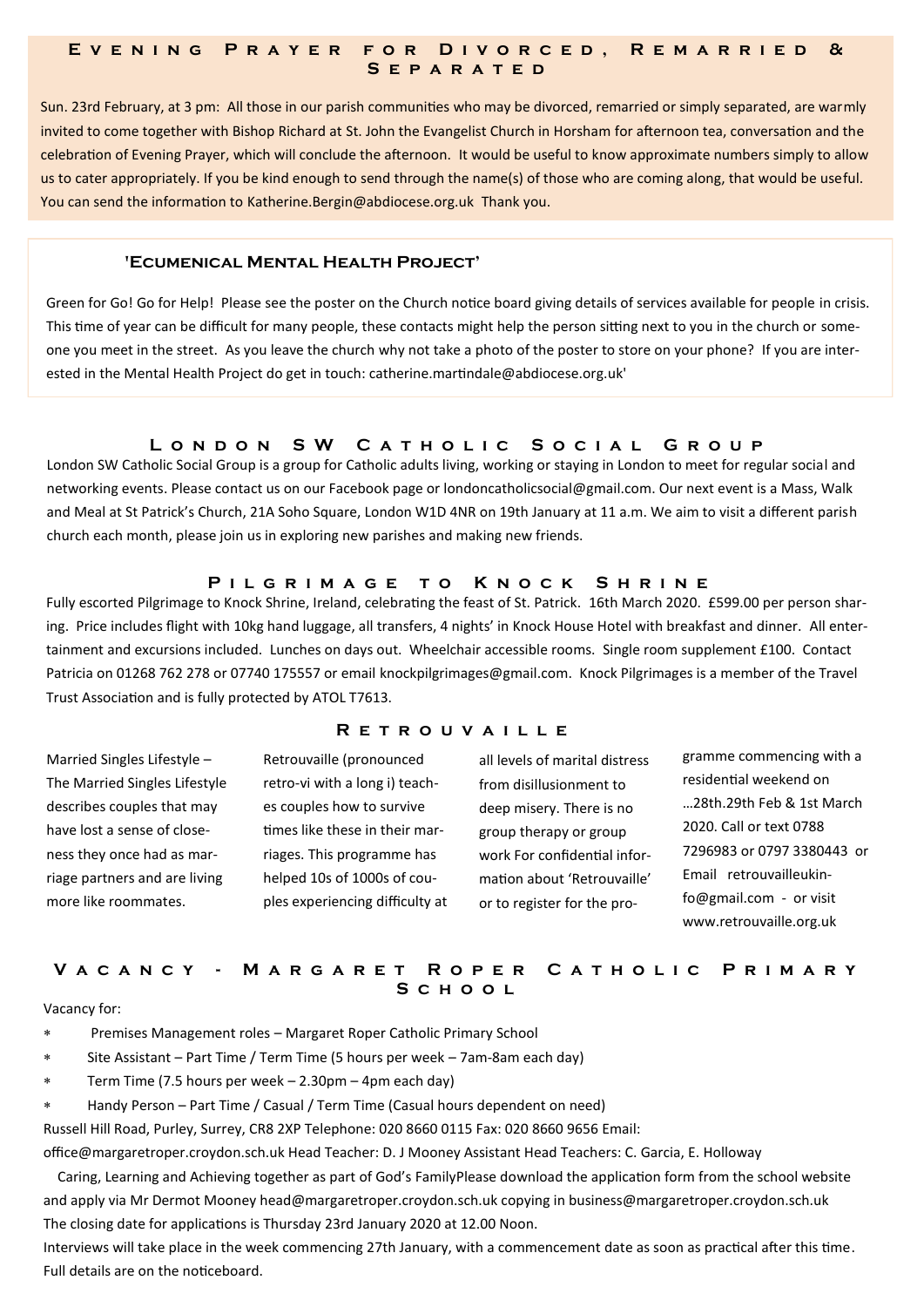## Evening Prayer for Divorced, Remarried & Separated

Sun. 23rd February, at 3 pm: All those in our parish communities who may be divorced, remarried or simply separated, are warmly invited to come together with Bishop Richard at St. John the Evangelist Church in Horsham for afternoon tea, conversation and the celebration of Evening Prayer, which will conclude the afternoon. It would be useful to know approximate numbers simply to allow us to cater appropriately. If you be kind enough to send through the name(s) of those who are coming along, that would be useful. You can send the information to Katherine.Bergin@abdiocese.org.uk Thank you.

## 'Ecumenical Mental Health Project'

Green for Go! Go for Help! Please see the poster on the Church notice board giving details of services available for people in crisis. This time of year can be difficult for many people, these contacts might help the person sitting next to you in the church or someone you meet in the street. As you leave the church why not take a photo of the poster to store on your phone? If you are interested in the Mental Health Project do get in touch: catherine.martindale@abdiocese.org.uk'

## London SW Catholic Social Group

London SW Catholic Social Group is a group for Catholic adults living, working or staying in London to meet for regular social and networking events. Please contact us on our Facebook page or londoncatholicsocial@gmail.com. Our next event is a Mass, Walk and Meal at St Patrick's Church, 21A Soho Square, London W1D 4NR on 19th January at 11 a.m. We aim to visit a different parish church each month, please join us in exploring new parishes and making new friends.

## Pilgrimage to Knock Shrine

Fully escorted Pilgrimage to Knock Shrine, Ireland, celebrating the feast of St. Patrick. 16th March 2020. £599.00 per person sharing. Price includes flight with 10kg hand luggage, all transfers, 4 nights' in Knock House Hotel with breakfast and dinner. All entertainment and excursions included. Lunches on days out. Wheelchair accessible rooms. Single room supplement £100. Contact Patricia on 01268 762 278 or 07740 175557 or email knockpilgrimages@gmail.com. Knock Pilgrimages is a member of the Travel Trust Association and is fully protected by ATOL T7613.

## Retrouvaille

Married Singles Lifestyle – The Married Singles Lifestyle describes couples that may have lost a sense of closeness they once had as marriage partners and are living more like roommates. Retrouvaille (pronounced retro-vi with a long i) teaches couples how to survive times like these in their marriages. This programme has helped 10s of 1000s of couples experiencing difficulty at all levels of marital distress from disillusionment to deep misery. There is no group therapy or group work For confidential information about 'Retrouvaille' or to register for the programme commencing with a residential weekend on …28th.29th Feb & 1st March 2020. Call or text 0788 7296983 or 0797 3380443 or Email retrouvailleukinfo@gmail.com - or visit www.retrouvaille.org.uk

## Vacancy - Margaret Roper Catholic Primary School

Vacancy for:

- Premises Management roles – Margaret Roper Catholic Primary School
- Site Assistant – Part Time / Term Time (5 hours per week – 7am-8am each day)
- Term Time (7.5 hours per week – 2.30pm – 4pm each day)
- Handy Person – Part Time / Casual / Term Time (Casual hours dependent on need)

Russell Hill Road, Purley, Surrey, CR8 2XP Telephone: 020 8660 0115 Fax: 020 8660 9656 Email: office@margaretroper.croydon.sch.uk Head Teacher: D. J Mooney Assistant Head Teachers: C. Garcia, E. Holloway

Caring, Learning and Achieving together as part of God's FamilyPlease download the application form from the school website and apply via Mr Dermot Mooney head@margaretroper.croydon.sch.uk copying in business@margaretroper.croydon.sch.uk

The closing date for applications is Thursday 23rd January 2020 at 12.00 Noon.

Interviews will take place in the week commencing 27th January, with a commencement date as soon as practical after this time. Full details are on the noticeboard.